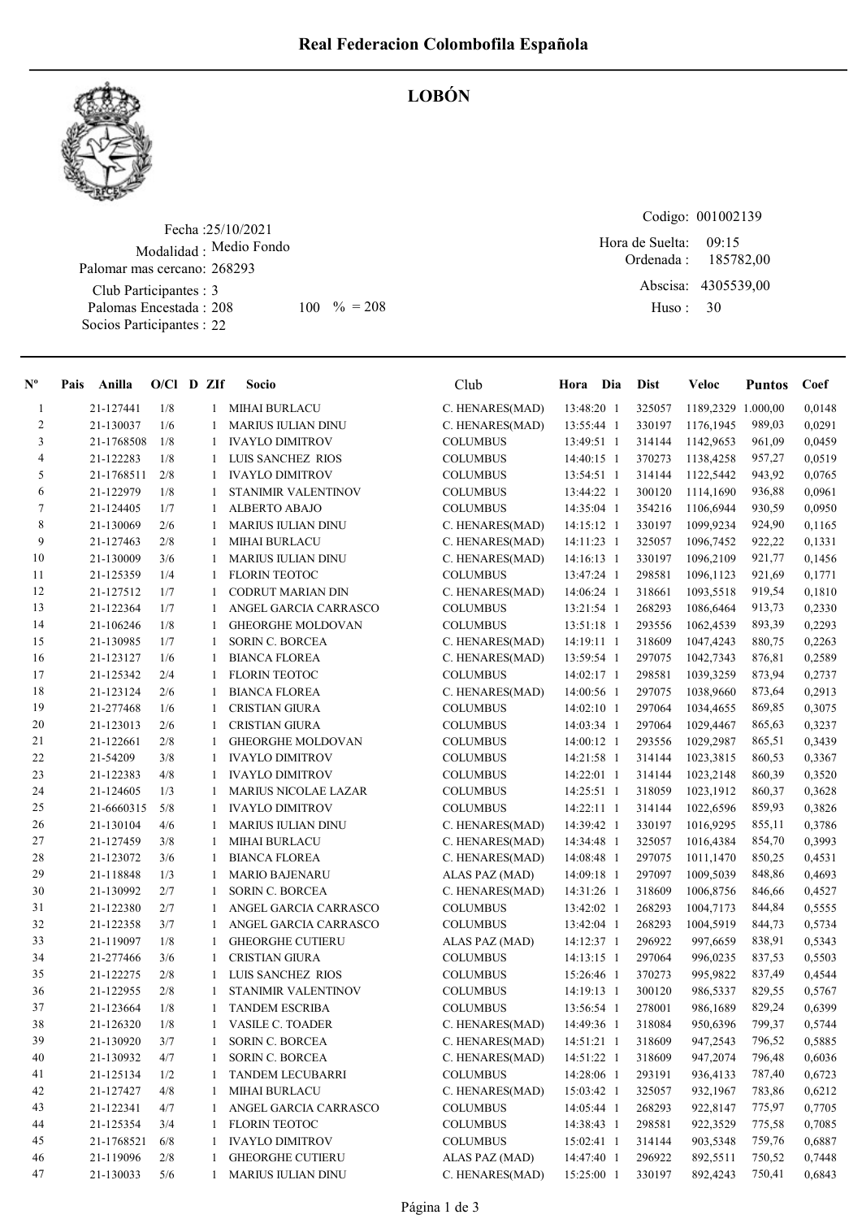# Real Federacion Colombofila Española

## LOBÓN

Fecha :25/10/2021
Modalidad : Medio Fondo
Palomar mas cercano: 268293
Club Participantes : 3
Palomas Encestada : 208 100 % = 208
Socios Participantes : 22

Codigo: 001002139
Hora de Suelta: 09:15
Ordenada : 185782,00
Abscisa: 4305539,00
Huso : 30

| Nº | Pais | Anilla | O/Cl | D | ZIf | Socio | Club | Hora | Dia | Dist | Veloc | Puntos | Coef |
|---|---|---|---|---|---|---|---|---|---|---|---|---|---|
| 1 | | 21-127441 | 1/8 | | 1 | MIHAI BURLACU | C. HENARES(MAD) | 13:48:20 | 1 | 325057 | 1189,2329 | 1.000,00 | 0,0148 |
| 2 | | 21-130037 | 1/6 | | 1 | MARIUS IULIAN DINU | C. HENARES(MAD) | 13:55:44 | 1 | 330197 | 1176,1945 | 989,03 | 0,0291 |
| 3 | | 21-1768508 | 1/8 | | 1 | IVAYLO DIMITROV | COLUMBUS | 13:49:51 | 1 | 314144 | 1142,9653 | 961,09 | 0,0459 |
| 4 | | 21-122283 | 1/8 | | 1 | LUIS SANCHEZ RIOS | COLUMBUS | 14:40:15 | 1 | 370273 | 1138,4258 | 957,27 | 0,0519 |
| 5 | | 21-1768511 | 2/8 | | 1 | IVAYLO DIMITROV | COLUMBUS | 13:54:51 | 1 | 314144 | 1122,5442 | 943,92 | 0,0765 |
| 6 | | 21-122979 | 1/8 | | 1 | STANIMIR VALENTINOV | COLUMBUS | 13:44:22 | 1 | 300120 | 1114,1690 | 936,88 | 0,0961 |
| 7 | | 21-124405 | 1/7 | | 1 | ALBERTO ABAJO | COLUMBUS | 14:35:04 | 1 | 354216 | 1106,6944 | 930,59 | 0,0950 |
| 8 | | 21-130069 | 2/6 | | 1 | MARIUS IULIAN DINU | C. HENARES(MAD) | 14:15:12 | 1 | 330197 | 1099,9234 | 924,90 | 0,1165 |
| 9 | | 21-127463 | 2/8 | | 1 | MIHAI BURLACU | C. HENARES(MAD) | 14:11:23 | 1 | 325057 | 1096,7452 | 922,22 | 0,1331 |
| 10 | | 21-130009 | 3/6 | | 1 | MARIUS IULIAN DINU | C. HENARES(MAD) | 14:16:13 | 1 | 330197 | 1096,2109 | 921,77 | 0,1456 |
| 11 | | 21-125359 | 1/4 | | 1 | FLORIN TEOTOC | COLUMBUS | 13:47:24 | 1 | 298581 | 1096,1123 | 921,69 | 0,1771 |
| 12 | | 21-127512 | 1/7 | | 1 | CODRUT MARIAN DIN | C. HENARES(MAD) | 14:06:24 | 1 | 318661 | 1093,5518 | 919,54 | 0,1810 |
| 13 | | 21-122364 | 1/7 | | 1 | ANGEL GARCIA CARRASCO | COLUMBUS | 13:21:54 | 1 | 268293 | 1086,6464 | 913,73 | 0,2330 |
| 14 | | 21-106246 | 1/8 | | 1 | GHEORGHE MOLDOVAN | COLUMBUS | 13:51:18 | 1 | 293556 | 1062,4539 | 893,39 | 0,2293 |
| 15 | | 21-130985 | 1/7 | | 1 | SORIN C. BORCEA | C. HENARES(MAD) | 14:19:11 | 1 | 318609 | 1047,4243 | 880,75 | 0,2263 |
| 16 | | 21-123127 | 1/6 | | 1 | BIANCA FLOREA | C. HENARES(MAD) | 13:59:54 | 1 | 297075 | 1042,7343 | 876,81 | 0,2589 |
| 17 | | 21-125342 | 2/4 | | 1 | FLORIN TEOTOC | COLUMBUS | 14:02:17 | 1 | 298581 | 1039,3259 | 873,94 | 0,2737 |
| 18 | | 21-123124 | 2/6 | | 1 | BIANCA FLOREA | C. HENARES(MAD) | 14:00:56 | 1 | 297075 | 1038,9660 | 873,64 | 0,2913 |
| 19 | | 21-277468 | 1/6 | | 1 | CRISTIAN GIURA | COLUMBUS | 14:02:10 | 1 | 297064 | 1034,4655 | 869,85 | 0,3075 |
| 20 | | 21-123013 | 2/6 | | 1 | CRISTIAN GIURA | COLUMBUS | 14:03:34 | 1 | 297064 | 1029,4467 | 865,63 | 0,3237 |
| 21 | | 21-122661 | 2/8 | | 1 | GHEORGHE MOLDOVAN | COLUMBUS | 14:00:12 | 1 | 293556 | 1029,2987 | 865,51 | 0,3439 |
| 22 | | 21-54209 | 3/8 | | 1 | IVAYLO DIMITROV | COLUMBUS | 14:21:58 | 1 | 314144 | 1023,3815 | 860,53 | 0,3367 |
| 23 | | 21-122383 | 4/8 | | 1 | IVAYLO DIMITROV | COLUMBUS | 14:22:01 | 1 | 314144 | 1023,2148 | 860,39 | 0,3520 |
| 24 | | 21-124605 | 1/3 | | 1 | MARIUS NICOLAE LAZAR | COLUMBUS | 14:25:51 | 1 | 318059 | 1023,1912 | 860,37 | 0,3628 |
| 25 | | 21-6660315 | 5/8 | | 1 | IVAYLO DIMITROV | COLUMBUS | 14:22:11 | 1 | 314144 | 1022,6596 | 859,93 | 0,3826 |
| 26 | | 21-130104 | 4/6 | | 1 | MARIUS IULIAN DINU | C. HENARES(MAD) | 14:39:42 | 1 | 330197 | 1016,9295 | 855,11 | 0,3786 |
| 27 | | 21-127459 | 3/8 | | 1 | MIHAI BURLACU | C. HENARES(MAD) | 14:34:48 | 1 | 325057 | 1016,4384 | 854,70 | 0,3993 |
| 28 | | 21-123072 | 3/6 | | 1 | BIANCA FLOREA | C. HENARES(MAD) | 14:08:48 | 1 | 297075 | 1011,1470 | 850,25 | 0,4531 |
| 29 | | 21-118848 | 1/3 | | 1 | MARIO BAJENARU | ALAS PAZ (MAD) | 14:09:18 | 1 | 297097 | 1009,5039 | 848,86 | 0,4693 |
| 30 | | 21-130992 | 2/7 | | 1 | SORIN C. BORCEA | C. HENARES(MAD) | 14:31:26 | 1 | 318609 | 1006,8756 | 846,66 | 0,4527 |
| 31 | | 21-122380 | 2/7 | | 1 | ANGEL GARCIA CARRASCO | COLUMBUS | 13:42:02 | 1 | 268293 | 1004,7173 | 844,84 | 0,5555 |
| 32 | | 21-122358 | 3/7 | | 1 | ANGEL GARCIA CARRASCO | COLUMBUS | 13:42:04 | 1 | 268293 | 1004,5919 | 844,73 | 0,5734 |
| 33 | | 21-119097 | 1/8 | | 1 | GHEORGHE CUTIERU | ALAS PAZ (MAD) | 14:12:37 | 1 | 296922 | 997,6659 | 838,91 | 0,5343 |
| 34 | | 21-277466 | 3/6 | | 1 | CRISTIAN GIURA | COLUMBUS | 14:13:15 | 1 | 297064 | 996,0235 | 837,53 | 0,5503 |
| 35 | | 21-122275 | 2/8 | | 1 | LUIS SANCHEZ RIOS | COLUMBUS | 15:26:46 | 1 | 370273 | 995,9822 | 837,49 | 0,4544 |
| 36 | | 21-122955 | 2/8 | | 1 | STANIMIR VALENTINOV | COLUMBUS | 14:19:13 | 1 | 300120 | 986,5337 | 829,55 | 0,5767 |
| 37 | | 21-123664 | 1/8 | | 1 | TANDEM ESCRIBA | COLUMBUS | 13:56:54 | 1 | 278001 | 986,1689 | 829,24 | 0,6399 |
| 38 | | 21-126320 | 1/8 | | 1 | VASILE C. TOADER | C. HENARES(MAD) | 14:49:36 | 1 | 318084 | 950,6396 | 799,37 | 0,5744 |
| 39 | | 21-130920 | 3/7 | | 1 | SORIN C. BORCEA | C. HENARES(MAD) | 14:51:21 | 1 | 318609 | 947,2543 | 796,52 | 0,5885 |
| 40 | | 21-130932 | 4/7 | | 1 | SORIN C. BORCEA | C. HENARES(MAD) | 14:51:22 | 1 | 318609 | 947,2074 | 796,48 | 0,6036 |
| 41 | | 21-125134 | 1/2 | | 1 | TANDEM LECUBARRI | COLUMBUS | 14:28:06 | 1 | 293191 | 936,4133 | 787,40 | 0,6723 |
| 42 | | 21-127427 | 4/8 | | 1 | MIHAI BURLACU | C. HENARES(MAD) | 15:03:42 | 1 | 325057 | 932,1967 | 783,86 | 0,6212 |
| 43 | | 21-122341 | 4/7 | | 1 | ANGEL GARCIA CARRASCO | COLUMBUS | 14:05:44 | 1 | 268293 | 922,8147 | 775,97 | 0,7705 |
| 44 | | 21-125354 | 3/4 | | 1 | FLORIN TEOTOC | COLUMBUS | 14:38:43 | 1 | 298581 | 922,3529 | 775,58 | 0,7085 |
| 45 | | 21-1768521 | 6/8 | | 1 | IVAYLO DIMITROV | COLUMBUS | 15:02:41 | 1 | 314144 | 903,5348 | 759,76 | 0,6887 |
| 46 | | 21-119096 | 2/8 | | 1 | GHEORGHE CUTIERU | ALAS PAZ (MAD) | 14:47:40 | 1 | 296922 | 892,5511 | 750,52 | 0,7448 |
| 47 | | 21-130033 | 5/6 | | 1 | MARIUS IULIAN DINU | C. HENARES(MAD) | 15:25:00 | 1 | 330197 | 892,4243 | 750,41 | 0,6843 |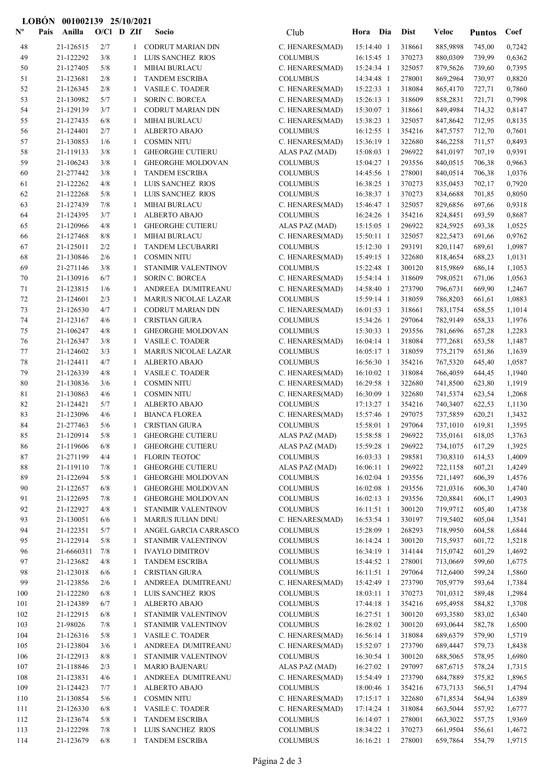**LOBÓN 001002139 25/10/2021**

| Nº | Pais | Anilla | O/Cl | D | ZIf | Socio | Club | Hora | Dia | Dist | Veloc | Puntos | Coef |
|---|---|---|---|---|---|---|---|---|---|---|---|---|---|
| 48 | | 21-126515 | 2/7 | | 1 | CODRUT MARIAN DIN | C. HENARES(MAD) | 15:14:40 | 1 | 318661 | 885,9898 | 745,00 | 0,7242 |
| 49 | | 21-122292 | 3/8 | | 1 | LUIS SANCHEZ RIOS | COLUMBUS | 16:15:45 | 1 | 370273 | 880,0309 | 739,99 | 0,6362 |
| 50 | | 21-127405 | 5/8 | | 1 | MIHAI BURLACU | C. HENARES(MAD) | 15:24:34 | 1 | 325057 | 879,5626 | 739,60 | 0,7395 |
| 51 | | 21-123681 | 2/8 | | 1 | TANDEM ESCRIBA | COLUMBUS | 14:34:48 | 1 | 278001 | 869,2964 | 730,97 | 0,8820 |
| 52 | | 21-126345 | 2/8 | | 1 | VASILE C. TOADER | C. HENARES(MAD) | 15:22:33 | 1 | 318084 | 865,4170 | 727,71 | 0,7860 |
| 53 | | 21-130982 | 5/7 | | 1 | SORIN C. BORCEA | C. HENARES(MAD) | 15:26:13 | 1 | 318609 | 858,2831 | 721,71 | 0,7998 |
| 54 | | 21-129139 | 3/7 | | 1 | CODRUT MARIAN DIN | C. HENARES(MAD) | 15:30:07 | 1 | 318661 | 849,4984 | 714,32 | 0,8147 |
| 55 | | 21-127435 | 6/8 | | 1 | MIHAI BURLACU | C. HENARES(MAD) | 15:38:23 | 1 | 325057 | 847,8642 | 712,95 | 0,8135 |
| 56 | | 21-124401 | 2/7 | | 1 | ALBERTO ABAJO | COLUMBUS | 16:12:55 | 1 | 354216 | 847,5757 | 712,70 | 0,7601 |
| 57 | | 21-130853 | 1/6 | | 1 | COSMIN NITU | C. HENARES(MAD) | 15:36:19 | 1 | 322680 | 846,2258 | 711,57 | 0,8493 |
| 58 | | 21-119133 | 3/8 | | 1 | GHEORGHE CUTIERU | ALAS PAZ (MAD) | 15:08:03 | 1 | 296922 | 841,0197 | 707,19 | 0,9391 |
| 59 | | 21-106243 | 3/8 | | 1 | GHEORGHE MOLDOVAN | COLUMBUS | 15:04:27 | 1 | 293556 | 840,0515 | 706,38 | 0,9663 |
| 60 | | 21-277442 | 3/8 | | 1 | TANDEM ESCRIBA | COLUMBUS | 14:45:56 | 1 | 278001 | 840,0514 | 706,38 | 1,0376 |
| 61 | | 21-122262 | 4/8 | | 1 | LUIS SANCHEZ RIOS | COLUMBUS | 16:38:25 | 1 | 370273 | 835,0453 | 702,17 | 0,7920 |
| 62 | | 21-122268 | 5/8 | | 1 | LUIS SANCHEZ RIOS | COLUMBUS | 16:38:37 | 1 | 370273 | 834,6688 | 701,85 | 0,8050 |
| 63 | | 21-127439 | 7/8 | | 1 | MIHAI BURLACU | C. HENARES(MAD) | 15:46:47 | 1 | 325057 | 829,6856 | 697,66 | 0,9318 |
| 64 | | 21-124395 | 3/7 | | 1 | ALBERTO ABAJO | COLUMBUS | 16:24:26 | 1 | 354216 | 824,8451 | 693,59 | 0,8687 |
| 65 | | 21-120966 | 4/8 | | 1 | GHEORGHE CUTIERU | ALAS PAZ (MAD) | 15:15:05 | 1 | 296922 | 824,5925 | 693,38 | 1,0525 |
| 66 | | 21-127468 | 8/8 | | 1 | MIHAI BURLACU | C. HENARES(MAD) | 15:50:11 | 1 | 325057 | 822,5473 | 691,66 | 0,9762 |
| 67 | | 21-125011 | 2/2 | | 1 | TANDEM LECUBARRI | COLUMBUS | 15:12:30 | 1 | 293191 | 820,1147 | 689,61 | 1,0987 |
| 68 | | 21-130846 | 2/6 | | 1 | COSMIN NITU | C. HENARES(MAD) | 15:49:15 | 1 | 322680 | 818,4654 | 688,23 | 1,0131 |
| 69 | | 21-271146 | 3/8 | | 1 | STANIMIR VALENTINOV | COLUMBUS | 15:22:48 | 1 | 300120 | 815,9869 | 686,14 | 1,1053 |
| 70 | | 21-130916 | 6/7 | | 1 | SORIN C. BORCEA | C. HENARES(MAD) | 15:54:14 | 1 | 318609 | 798,0521 | 671,06 | 1,0563 |
| 71 | | 21-123815 | 1/6 | | 1 | ANDREEA DUMITREANU | C. HENARES(MAD) | 14:58:40 | 1 | 273790 | 796,6731 | 669,90 | 1,2467 |
| 72 | | 21-124601 | 2/3 | | 1 | MARIUS NICOLAE LAZAR | COLUMBUS | 15:59:14 | 1 | 318059 | 786,8203 | 661,61 | 1,0883 |
| 73 | | 21-126530 | 4/7 | | 1 | CODRUT MARIAN DIN | C. HENARES(MAD) | 16:01:53 | 1 | 318661 | 783,1754 | 658,55 | 1,1014 |
| 74 | | 21-123167 | 4/6 | | 1 | CRISTIAN GIURA | COLUMBUS | 15:34:26 | 1 | 297064 | 782,9149 | 658,33 | 1,1976 |
| 75 | | 21-106247 | 4/8 | | 1 | GHEORGHE MOLDOVAN | COLUMBUS | 15:30:33 | 1 | 293556 | 781,6696 | 657,28 | 1,2283 |
| 76 | | 21-126347 | 3/8 | | 1 | VASILE C. TOADER | C. HENARES(MAD) | 16:04:14 | 1 | 318084 | 777,2681 | 653,58 | 1,1487 |
| 77 | | 21-124602 | 3/3 | | 1 | MARIUS NICOLAE LAZAR | COLUMBUS | 16:05:17 | 1 | 318059 | 775,2179 | 651,86 | 1,1639 |
| 78 | | 21-124411 | 4/7 | | 1 | ALBERTO ABAJO | COLUMBUS | 16:56:30 | 1 | 354216 | 767,5320 | 645,40 | 1,0587 |
| 79 | | 21-126339 | 4/8 | | 1 | VASILE C. TOADER | C. HENARES(MAD) | 16:10:02 | 1 | 318084 | 766,4059 | 644,45 | 1,1940 |
| 80 | | 21-130836 | 3/6 | | 1 | COSMIN NITU | C. HENARES(MAD) | 16:29:58 | 1 | 322680 | 741,8500 | 623,80 | 1,1919 |
| 81 | | 21-130863 | 4/6 | | 1 | COSMIN NITU | C. HENARES(MAD) | 16:30:09 | 1 | 322680 | 741,5374 | 623,54 | 1,2068 |
| 82 | | 21-124421 | 5/7 | | 1 | ALBERTO ABAJO | COLUMBUS | 17:13:27 | 1 | 354216 | 740,3407 | 622,53 | 1,1130 |
| 83 | | 21-123096 | 4/6 | | 1 | BIANCA FLOREA | C. HENARES(MAD) | 15:57:46 | 1 | 297075 | 737,5859 | 620,21 | 1,3432 |
| 84 | | 21-277463 | 5/6 | | 1 | CRISTIAN GIURA | COLUMBUS | 15:58:01 | 1 | 297064 | 737,1010 | 619,81 | 1,3595 |
| 85 | | 21-120914 | 5/8 | | 1 | GHEORGHE CUTIERU | ALAS PAZ (MAD) | 15:58:58 | 1 | 296922 | 735,0161 | 618,05 | 1,3763 |
| 86 | | 21-119606 | 6/8 | | 1 | GHEORGHE CUTIERU | ALAS PAZ (MAD) | 15:59:28 | 1 | 296922 | 734,1075 | 617,29 | 1,3925 |
| 87 | | 21-271199 | 4/4 | | 1 | FLORIN TEOTOC | COLUMBUS | 16:03:33 | 1 | 298581 | 730,8310 | 614,53 | 1,4009 |
| 88 | | 21-119110 | 7/8 | | 1 | GHEORGHE CUTIERU | ALAS PAZ (MAD) | 16:06:11 | 1 | 296922 | 722,1158 | 607,21 | 1,4249 |
| 89 | | 21-122694 | 5/8 | | 1 | GHEORGHE MOLDOVAN | COLUMBUS | 16:02:04 | 1 | 293556 | 721,1497 | 606,39 | 1,4576 |
| 90 | | 21-122657 | 6/8 | | 1 | GHEORGHE MOLDOVAN | COLUMBUS | 16:02:08 | 1 | 293556 | 721,0316 | 606,30 | 1,4740 |
| 91 | | 21-122695 | 7/8 | | 1 | GHEORGHE MOLDOVAN | COLUMBUS | 16:02:13 | 1 | 293556 | 720,8841 | 606,17 | 1,4903 |
| 92 | | 21-122927 | 4/8 | | 1 | STANIMIR VALENTINOV | COLUMBUS | 16:11:51 | 1 | 300120 | 719,9712 | 605,40 | 1,4738 |
| 93 | | 21-130051 | 6/6 | | 1 | MARIUS IULIAN DINU | C. HENARES(MAD) | 16:53:54 | 1 | 330197 | 719,5402 | 605,04 | 1,3541 |
| 94 | | 21-122351 | 5/7 | | 1 | ANGEL GARCIA CARRASCO | COLUMBUS | 15:28:09 | 1 | 268293 | 718,9950 | 604,58 | 1,6844 |
| 95 | | 21-122914 | 5/8 | | 1 | STANIMIR VALENTINOV | COLUMBUS | 16:14:24 | 1 | 300120 | 715,5937 | 601,72 | 1,5218 |
| 96 | | 21-6660311 | 7/8 | | 1 | IVAYLO DIMITROV | COLUMBUS | 16:34:19 | 1 | 314144 | 715,0742 | 601,29 | 1,4692 |
| 97 | | 21-123682 | 4/8 | | 1 | TANDEM ESCRIBA | COLUMBUS | 15:44:52 | 1 | 278001 | 713,0669 | 599,60 | 1,6775 |
| 98 | | 21-123018 | 6/6 | | 1 | CRISTIAN GIURA | COLUMBUS | 16:11:51 | 1 | 297064 | 712,6400 | 599,24 | 1,5860 |
| 99 | | 21-123856 | 2/6 | | 1 | ANDREEA DUMITREANU | C. HENARES(MAD) | 15:42:49 | 1 | 273790 | 705,9779 | 593,64 | 1,7384 |
| 100 | | 21-122280 | 6/8 | | 1 | LUIS SANCHEZ RIOS | COLUMBUS | 18:03:11 | 1 | 370273 | 701,0312 | 589,48 | 1,2984 |
| 101 | | 21-124389 | 6/7 | | 1 | ALBERTO ABAJO | COLUMBUS | 17:44:18 | 1 | 354216 | 695,4958 | 584,82 | 1,3708 |
| 102 | | 21-122915 | 6/8 | | 1 | STANIMIR VALENTINOV | COLUMBUS | 16:27:51 | 1 | 300120 | 693,3580 | 583,02 | 1,6340 |
| 103 | | 21-98026 | 7/8 | | 1 | STANIMIR VALENTINOV | COLUMBUS | 16:28:02 | 1 | 300120 | 693,0644 | 582,78 | 1,6500 |
| 104 | | 21-126316 | 5/8 | | 1 | VASILE C. TOADER | C. HENARES(MAD) | 16:56:14 | 1 | 318084 | 689,6379 | 579,90 | 1,5719 |
| 105 | | 21-123804 | 3/6 | | 1 | ANDREEA DUMITREANU | C. HENARES(MAD) | 15:52:07 | 1 | 273790 | 689,4447 | 579,73 | 1,8438 |
| 106 | | 21-122913 | 8/8 | | 1 | STANIMIR VALENTINOV | COLUMBUS | 16:30:54 | 1 | 300120 | 688,5065 | 578,95 | 1,6980 |
| 107 | | 21-118846 | 2/3 | | 1 | MARIO BAJENARU | ALAS PAZ (MAD) | 16:27:02 | 1 | 297097 | 687,6715 | 578,24 | 1,7315 |
| 108 | | 21-123831 | 4/6 | | 1 | ANDREEA DUMITREANU | C. HENARES(MAD) | 15:54:49 | 1 | 273790 | 684,7889 | 575,82 | 1,8965 |
| 109 | | 21-124423 | 7/7 | | 1 | ALBERTO ABAJO | COLUMBUS | 18:00:46 | 1 | 354216 | 673,7133 | 566,51 | 1,4794 |
| 110 | | 21-130854 | 5/6 | | 1 | COSMIN NITU | C. HENARES(MAD) | 17:15:17 | 1 | 322680 | 671,8534 | 564,94 | 1,6389 |
| 111 | | 21-126330 | 6/8 | | 1 | VASILE C. TOADER | C. HENARES(MAD) | 17:14:24 | 1 | 318084 | 663,5044 | 557,92 | 1,6777 |
| 112 | | 21-123674 | 5/8 | | 1 | TANDEM ESCRIBA | COLUMBUS | 16:14:07 | 1 | 278001 | 663,3022 | 557,75 | 1,9369 |
| 113 | | 21-122298 | 7/8 | | 1 | LUIS SANCHEZ RIOS | COLUMBUS | 18:34:22 | 1 | 370273 | 661,9504 | 556,61 | 1,4672 |
| 114 | | 21-123679 | 6/8 | | 1 | TANDEM ESCRIBA | COLUMBUS | 16:16:21 | 1 | 278001 | 659,7864 | 554,79 | 1,9715 |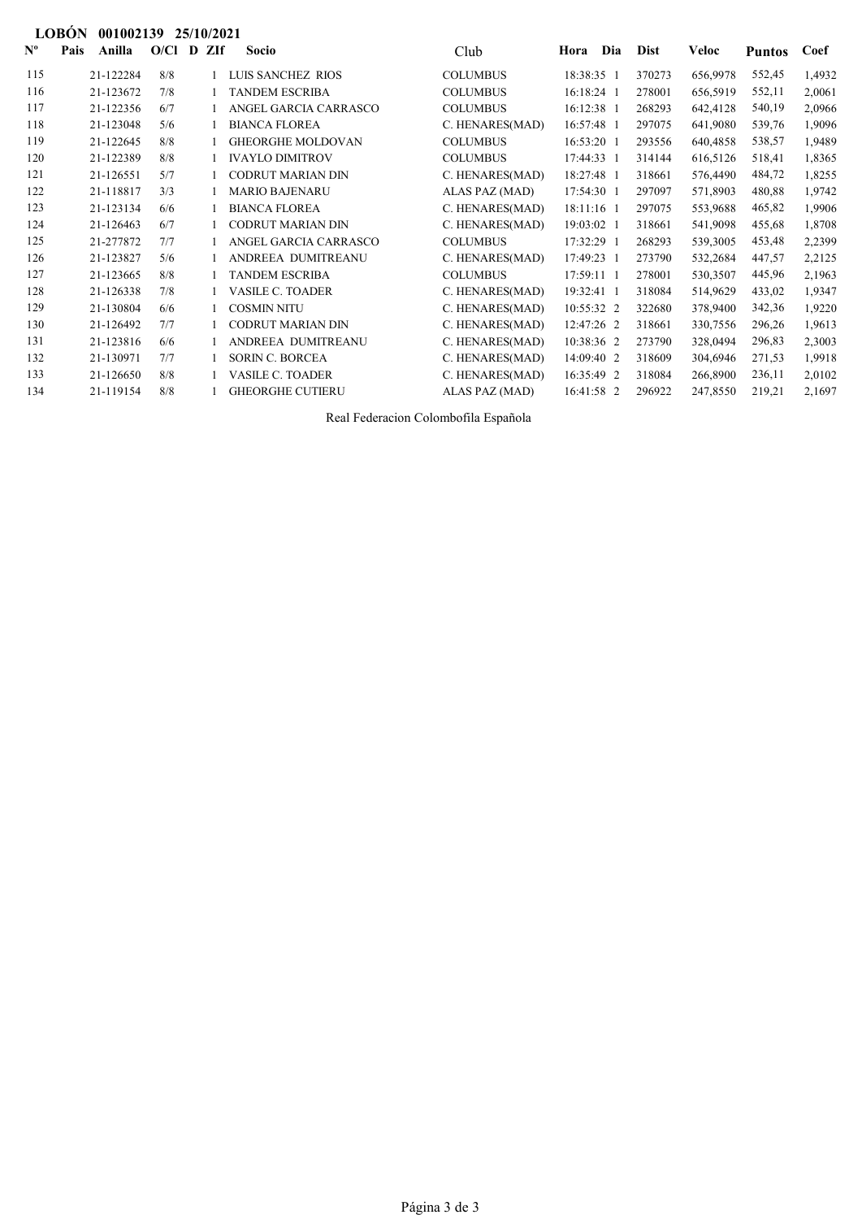**LOBÓN 001002139 25/10/2021**

| Nº | Pais | Anilla | O/Cl | D | ZIf | Socio | Club | Hora | Dia | Dist | Veloc | Puntos | Coef |
|---|---|---|---|---|---|---|---|---|---|---|---|---|---|
| 115 | | 21-122284 | 8/8 | | 1 | LUIS SANCHEZ RIOS | COLUMBUS | 18:38:35 | 1 | 370273 | 656,9978 | 552,45 | 1,4932 |
| 116 | | 21-123672 | 7/8 | | 1 | TANDEM ESCRIBA | COLUMBUS | 16:18:24 | 1 | 278001 | 656,5919 | 552,11 | 2,0061 |
| 117 | | 21-122356 | 6/7 | | 1 | ANGEL GARCIA CARRASCO | COLUMBUS | 16:12:38 | 1 | 268293 | 642,4128 | 540,19 | 2,0966 |
| 118 | | 21-123048 | 5/6 | | 1 | BIANCA FLOREA | C. HENARES(MAD) | 16:57:48 | 1 | 297075 | 641,9080 | 539,76 | 1,9096 |
| 119 | | 21-122645 | 8/8 | | 1 | GHEORGHE MOLDOVAN | COLUMBUS | 16:53:20 | 1 | 293556 | 640,4858 | 538,57 | 1,9489 |
| 120 | | 21-122389 | 8/8 | | 1 | IVAYLO DIMITROV | COLUMBUS | 17:44:33 | 1 | 314144 | 616,5126 | 518,41 | 1,8365 |
| 121 | | 21-126551 | 5/7 | | 1 | CODRUT MARIAN DIN | C. HENARES(MAD) | 18:27:48 | 1 | 318661 | 576,4490 | 484,72 | 1,8255 |
| 122 | | 21-118817 | 3/3 | | 1 | MARIO BAJENARU | ALAS PAZ (MAD) | 17:54:30 | 1 | 297097 | 571,8903 | 480,88 | 1,9742 |
| 123 | | 21-123134 | 6/6 | | 1 | BIANCA FLOREA | C. HENARES(MAD) | 18:11:16 | 1 | 297075 | 553,9688 | 465,82 | 1,9906 |
| 124 | | 21-126463 | 6/7 | | 1 | CODRUT MARIAN DIN | C. HENARES(MAD) | 19:03:02 | 1 | 318661 | 541,9098 | 455,68 | 1,8708 |
| 125 | | 21-277872 | 7/7 | | 1 | ANGEL GARCIA CARRASCO | COLUMBUS | 17:32:29 | 1 | 268293 | 539,3005 | 453,48 | 2,2399 |
| 126 | | 21-123827 | 5/6 | | 1 | ANDREEA DUMITREANU | C. HENARES(MAD) | 17:49:23 | 1 | 273790 | 532,2684 | 447,57 | 2,2125 |
| 127 | | 21-123665 | 8/8 | | 1 | TANDEM ESCRIBA | COLUMBUS | 17:59:11 | 1 | 278001 | 530,3507 | 445,96 | 2,1963 |
| 128 | | 21-126338 | 7/8 | | 1 | VASILE C. TOADER | C. HENARES(MAD) | 19:32:41 | 1 | 318084 | 514,9629 | 433,02 | 1,9347 |
| 129 | | 21-130804 | 6/6 | | 1 | COSMIN NITU | C. HENARES(MAD) | 10:55:32 | 2 | 322680 | 378,9400 | 342,36 | 1,9220 |
| 130 | | 21-126492 | 7/7 | | 1 | CODRUT MARIAN DIN | C. HENARES(MAD) | 12:47:26 | 2 | 318661 | 330,7556 | 296,26 | 1,9613 |
| 131 | | 21-123816 | 6/6 | | 1 | ANDREEA DUMITREANU | C. HENARES(MAD) | 10:38:36 | 2 | 273790 | 328,0494 | 296,83 | 2,3003 |
| 132 | | 21-130971 | 7/7 | | 1 | SORIN C. BORCEA | C. HENARES(MAD) | 14:09:40 | 2 | 318609 | 304,6946 | 271,53 | 1,9918 |
| 133 | | 21-126650 | 8/8 | | 1 | VASILE C. TOADER | C. HENARES(MAD) | 16:35:49 | 2 | 318084 | 266,8900 | 236,11 | 2,0102 |
| 134 | | 21-119154 | 8/8 | | 1 | GHEORGHE CUTIERU | ALAS PAZ (MAD) | 16:41:58 | 2 | 296922 | 247,8550 | 219,21 | 2,1697 |

Real Federacion Colombofila Española